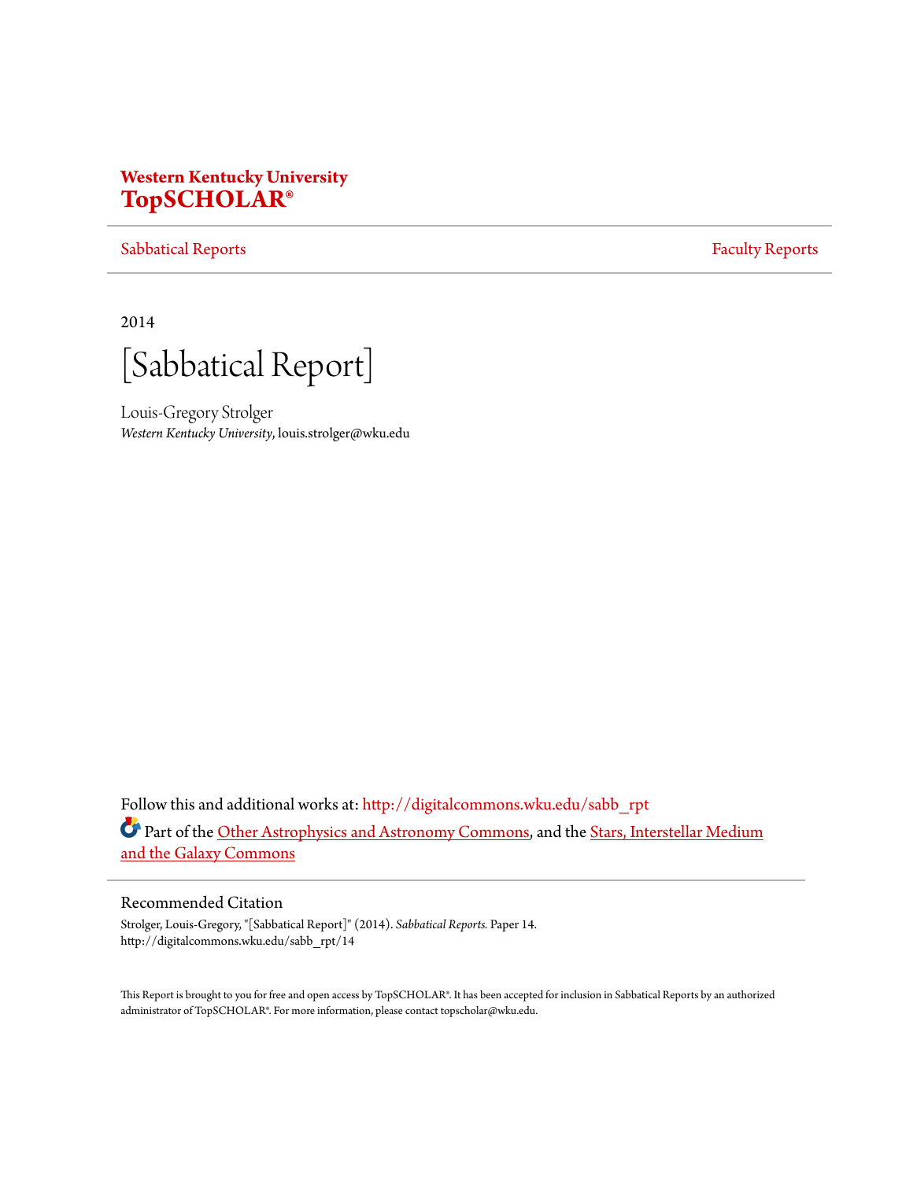**Western Kentucky University**
**TopSCHOLAR®**

Sabbatical Reports | Faculty Reports

2014

# [Sabbatical Report]

Louis-Gregory Strolger
*Western Kentucky University*, louis.strolger@wku.edu

Follow this and additional works at: http://digitalcommons.wku.edu/sabb_rpt

Part of the Other Astrophysics and Astronomy Commons, and the Stars, Interstellar Medium and the Galaxy Commons

## Recommended Citation

Strolger, Louis-Gregory, "[Sabbatical Report]" (2014). *Sabbatical Reports.* Paper 14.
http://digitalcommons.wku.edu/sabb_rpt/14

This Report is brought to you for free and open access by TopSCHOLAR®. It has been accepted for inclusion in Sabbatical Reports by an authorized administrator of TopSCHOLAR®. For more information, please contact topscholar@wku.edu.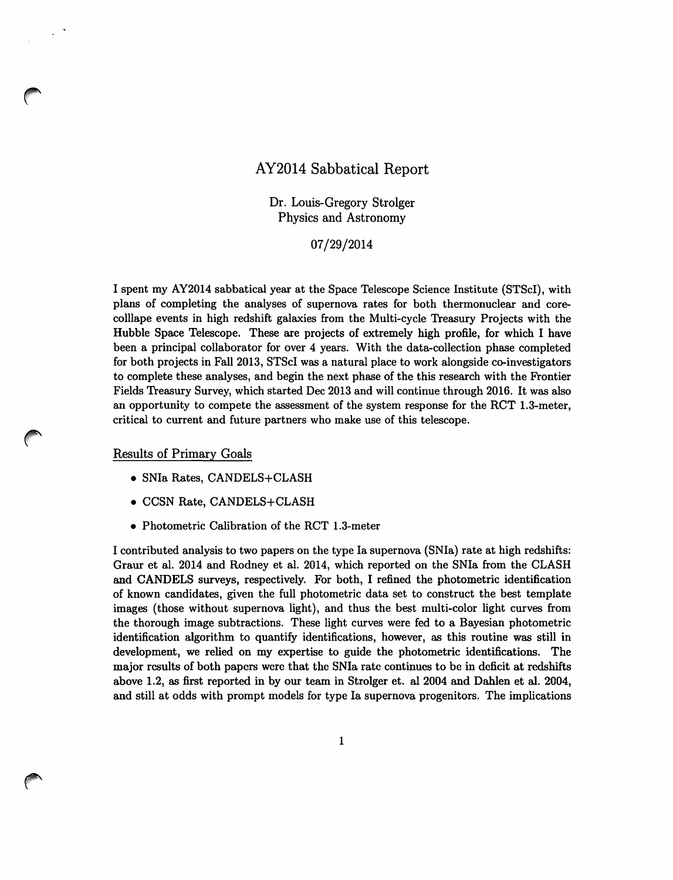# AY2014 Sabbatical Report

Dr. Louis-Gregory Strolger
Physics and Astronomy

07/29/2014

I spent my AY2014 sabbatical year at the Space Telescope Science Institute (STScI), with plans of completing the analyses of supernova rates for both thermonuclear and core-colllape events in high redshift galaxies from the Multi-cycle Treasury Projects with the Hubble Space Telescope. These are projects of extremely high profile, for which I have been a principal collaborator for over 4 years. With the data-collection phase completed for both projects in Fall 2013, STScI was a natural place to work alongside co-investigators to complete these analyses, and begin the next phase of the this research with the Frontier Fields Treasury Survey, which started Dec 2013 and will continue through 2016. It was also an opportunity to compete the assessment of the system response for the RCT 1.3-meter, critical to current and future partners who make use of this telescope.

## Results of Primary Goals

- SNIa Rates, CANDELS+CLASH
- CCSN Rate, CANDELS+CLASH
- Photometric Calibration of the RCT 1.3-meter

I contributed analysis to two papers on the type Ia supernova (SNIa) rate at high redshifts: Graur et al. 2014 and Rodney et al. 2014, which reported on the SNIa from the CLASH and CANDELS surveys, respectively. For both, I refined the photometric identification of known candidates, given the full photometric data set to construct the best template images (those without supernova light), and thus the best multi-color light curves from the thorough image subtractions. These light curves were fed to a Bayesian photometric identification algorithm to quantify identifications, however, as this routine was still in development, we relied on my expertise to guide the photometric identifications. The major results of both papers were that the SNIa rate continues to be in deficit at redshifts above 1.2, as first reported in by our team in Strolger et. al 2004 and Dahlen et al. 2004, and still at odds with prompt models for type Ia supernova progenitors. The implications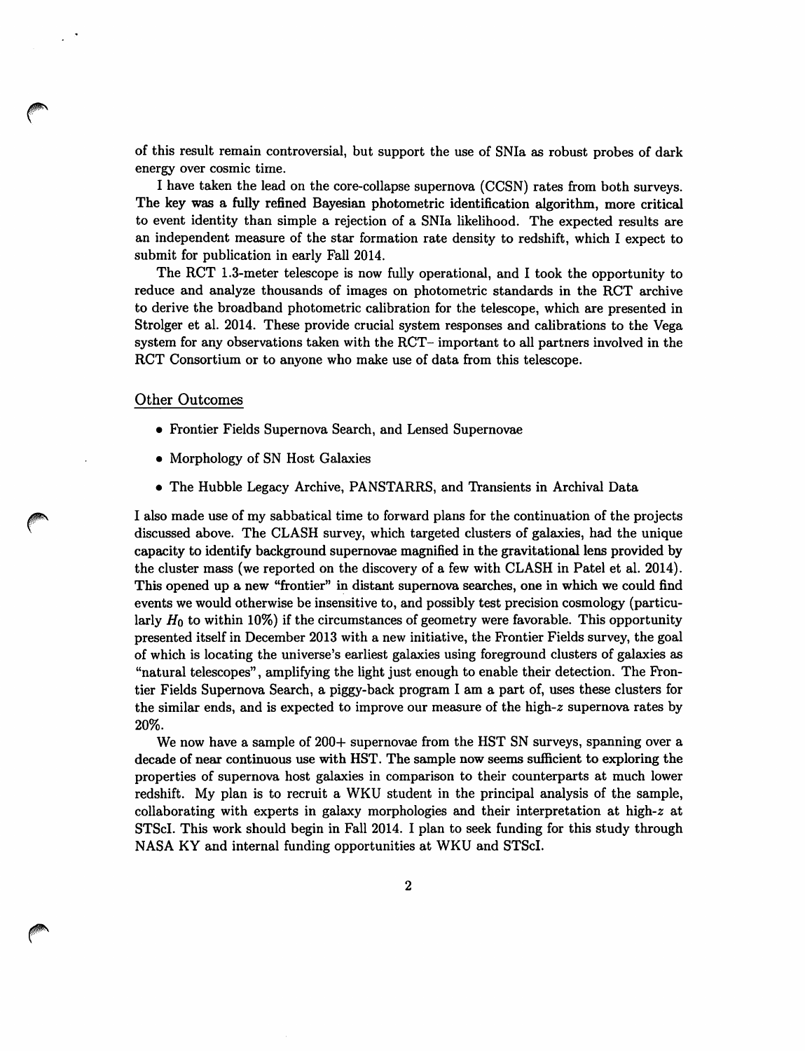of this result remain controversial, but support the use of SNIa as robust probes of dark energy over cosmic time.

I have taken the lead on the core-collapse supernova (CCSN) rates from both surveys. The key was a fully refined Bayesian photometric identification algorithm, more critical to event identity than simple a rejection of a SNIa likelihood. The expected results are an independent measure of the star formation rate density to redshift, which I expect to submit for publication in early Fall 2014.

The RCT 1.3-meter telescope is now fully operational, and I took the opportunity to reduce and analyze thousands of images on photometric standards in the RCT archive to derive the broadband photometric calibration for the telescope, which are presented in Strolger et al. 2014. These provide crucial system responses and calibrations to the Vega system for any observations taken with the RCT– important to all partners involved in the RCT Consortium or to anyone who make use of data from this telescope.

## Other Outcomes

- Frontier Fields Supernova Search, and Lensed Supernovae
- Morphology of SN Host Galaxies
- The Hubble Legacy Archive, PANSTARRS, and Transients in Archival Data

I also made use of my sabbatical time to forward plans for the continuation of the projects discussed above. The CLASH survey, which targeted clusters of galaxies, had the unique capacity to identify background supernovae magnified in the gravitational lens provided by the cluster mass (we reported on the discovery of a few with CLASH in Patel et al. 2014). This opened up a new "frontier" in distant supernova searches, one in which we could find events we would otherwise be insensitive to, and possibly test precision cosmology (particularly $H_0$ to within 10%) if the circumstances of geometry were favorable. This opportunity presented itself in December 2013 with a new initiative, the Frontier Fields survey, the goal of which is locating the universe's earliest galaxies using foreground clusters of galaxies as "natural telescopes", amplifying the light just enough to enable their detection. The Frontier Fields Supernova Search, a piggy-back program I am a part of, uses these clusters for the similar ends, and is expected to improve our measure of the high-$z$ supernova rates by 20%.

We now have a sample of 200+ supernovae from the HST SN surveys, spanning over a decade of near continuous use with HST. The sample now seems sufficient to exploring the properties of supernova host galaxies in comparison to their counterparts at much lower redshift. My plan is to recruit a WKU student in the principal analysis of the sample, collaborating with experts in galaxy morphologies and their interpretation at high-$z$ at STScI. This work should begin in Fall 2014. I plan to seek funding for this study through NASA KY and internal funding opportunities at WKU and STScI.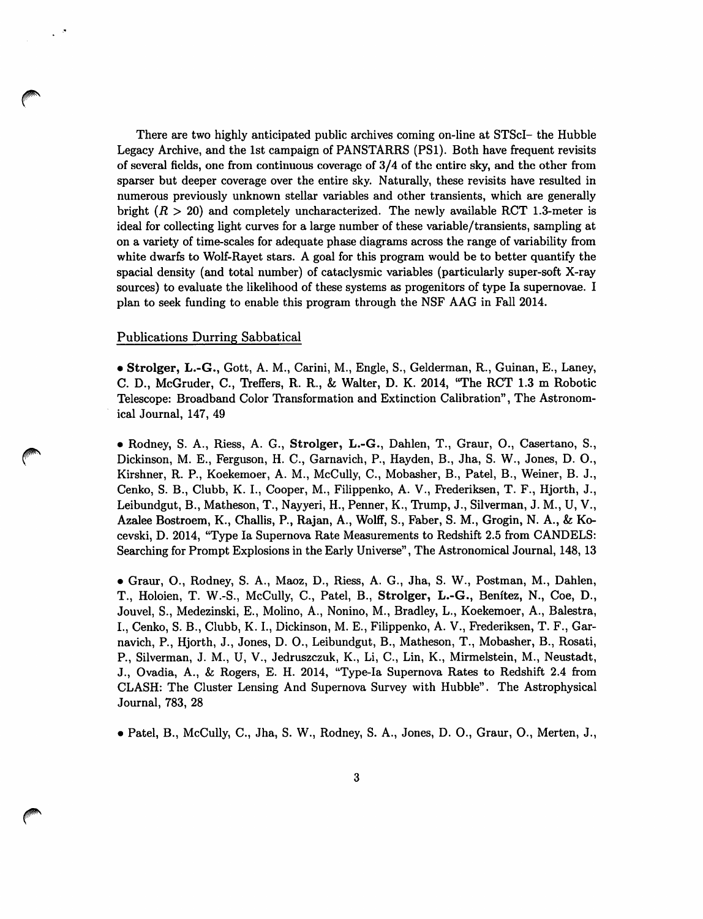There are two highly anticipated public archives coming on-line at STScI– the Hubble Legacy Archive, and the 1st campaign of PANSTARRS (PS1). Both have frequent revisits of several fields, one from continuous coverage of 3/4 of the entire sky, and the other from sparser but deeper coverage over the entire sky. Naturally, these revisits have resulted in numerous previously unknown stellar variables and other transients, which are generally bright ($R > 20$) and completely uncharacterized. The newly available RCT 1.3-meter is ideal for collecting light curves for a large number of these variable/transients, sampling at on a variety of time-scales for adequate phase diagrams across the range of variability from white dwarfs to Wolf-Rayet stars. A goal for this program would be to better quantify the spacial density (and total number) of cataclysmic variables (particularly super-soft X-ray sources) to evaluate the likelihood of these systems as progenitors of type Ia supernovae. I plan to seek funding to enable this program through the NSF AAG in Fall 2014.

## Publications Durring Sabbatical

- **Strolger, L.-G.**, Gott, A. M., Carini, M., Engle, S., Gelderman, R., Guinan, E., Laney, C. D., McGruder, C., Treffers, R. R., & Walter, D. K. 2014, "The RCT 1.3 m Robotic Telescope: Broadband Color Transformation and Extinction Calibration", The Astronomical Journal, 147, 49

- Rodney, S. A., Riess, A. G., **Strolger, L.-G.**, Dahlen, T., Graur, O., Casertano, S., Dickinson, M. E., Ferguson, H. C., Garnavich, P., Hayden, B., Jha, S. W., Jones, D. O., Kirshner, R. P., Koekemoer, A. M., McCully, C., Mobasher, B., Patel, B., Weiner, B. J., Cenko, S. B., Clubb, K. I., Cooper, M., Filippenko, A. V., Frederiksen, T. F., Hjorth, J., Leibundgut, B., Matheson, T., Nayyeri, H., Penner, K., Trump, J., Silverman, J. M., U, V., Azalee Bostroem, K., Challis, P., Rajan, A., Wolff, S., Faber, S. M., Grogin, N. A., & Kocevski, D. 2014, "Type Ia Supernova Rate Measurements to Redshift 2.5 from CANDELS: Searching for Prompt Explosions in the Early Universe", The Astronomical Journal, 148, 13

- Graur, O., Rodney, S. A., Maoz, D., Riess, A. G., Jha, S. W., Postman, M., Dahlen, T., Holoien, T. W.-S., McCully, C., Patel, B., **Strolger, L.-G.**, Benítez, N., Coe, D., Jouvel, S., Medezinski, E., Molino, A., Nonino, M., Bradley, L., Koekemoer, A., Balestra, I., Cenko, S. B., Clubb, K. I., Dickinson, M. E., Filippenko, A. V., Frederiksen, T. F., Garnavich, P., Hjorth, J., Jones, D. O., Leibundgut, B., Matheson, T., Mobasher, B., Rosati, P., Silverman, J. M., U, V., Jedruszczuk, K., Li, C., Lin, K., Mirmelstein, M., Neustadt, J., Ovadia, A., & Rogers, E. H. 2014, "Type-Ia Supernova Rates to Redshift 2.4 from CLASH: The Cluster Lensing And Supernova Survey with Hubble". The Astrophysical Journal, 783, 28

- Patel, B., McCully, C., Jha, S. W., Rodney, S. A., Jones, D. O., Graur, O., Merten, J.,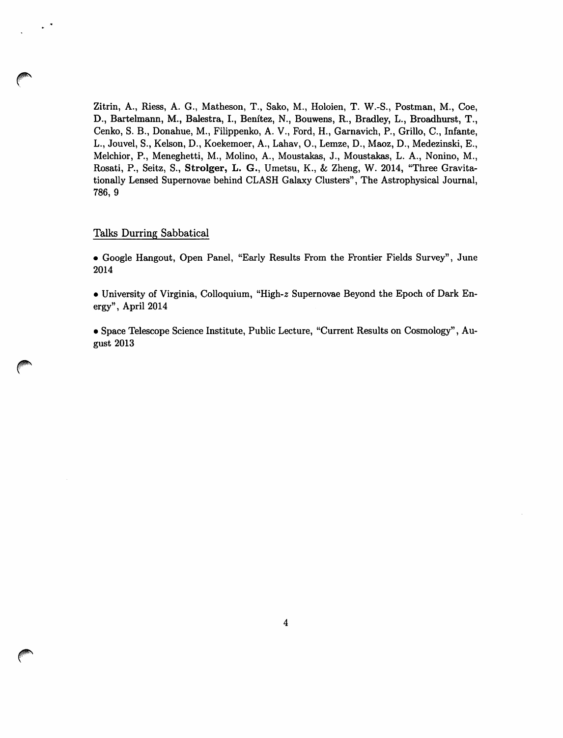Zitrin, A., Riess, A. G., Matheson, T., Sako, M., Holoien, T. W.-S., Postman, M., Coe, D., Bartelmann, M., Balestra, I., Benítez, N., Bouwens, R., Bradley, L., Broadhurst, T., Cenko, S. B., Donahue, M., Filippenko, A. V., Ford, H., Garnavich, P., Grillo, C., Infante, L., Jouvel, S., Kelson, D., Koekemoer, A., Lahav, O., Lemze, D., Maoz, D., Medezinski, E., Melchior, P., Meneghetti, M., Molino, A., Moustakas, J., Moustakas, L. A., Nonino, M., Rosati, P., Seitz, S., **Strolger, L. G.**, Umetsu, K., & Zheng, W. 2014, "Three Gravitationally Lensed Supernovae behind CLASH Galaxy Clusters", The Astrophysical Journal, 786, 9

## Talks Durring Sabbatical

- Google Hangout, Open Panel, "Early Results From the Frontier Fields Survey", June 2014

- University of Virginia, Colloquium, "High-$z$ Supernovae Beyond the Epoch of Dark Energy", April 2014

- Space Telescope Science Institute, Public Lecture, "Current Results on Cosmology", August 2013